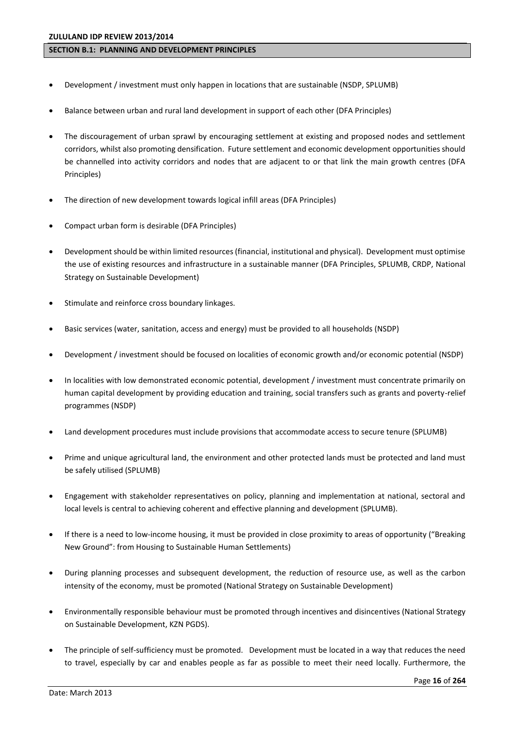## SECTION B.1: PLANNING AND DEVELOPMENT PRINCIPLES

- Development / investment must only happen in locations that are sustainable (NSDP, SPLUMB)
- Balance between urban and rural land development in support of each other (DFA Principles)
- The discouragement of urban sprawl by encouraging settlement at existing and proposed nodes and settlement corridors, whilst also promoting densification. Future settlement and economic development opportunities should be channelled into activity corridors and nodes that are adjacent to or that link the main growth centres (DFA Principles)
- The direction of new development towards logical infill areas (DFA Principles)
- Compact urban form is desirable (DFA Principles)
- Development should be within limited resources (financial, institutional and physical). Development must optimise the use of existing resources and infrastructure in a sustainable manner (DFA Principles, SPLUMB, CRDP, National Strategy on Sustainable Development)
- Stimulate and reinforce cross boundary linkages.
- Basic services (water, sanitation, access and energy) must be provided to all households (NSDP)
- Development / investment should be focused on localities of economic growth and/or economic potential (NSDP)
- In localities with low demonstrated economic potential, development / investment must concentrate primarily on human capital development by providing education and training, social transfers such as grants and poverty-relief programmes (NSDP)
- Land development procedures must include provisions that accommodate access to secure tenure (SPLUMB)
- Prime and unique agricultural land, the environment and other protected lands must be protected and land must be safely utilised (SPLUMB)
- Engagement with stakeholder representatives on policy, planning and implementation at national, sectoral and local levels is central to achieving coherent and effective planning and development (SPLUMB).
- If there is a need to low-income housing, it must be provided in close proximity to areas of opportunity ("Breaking New Ground": from Housing to Sustainable Human Settlements)
- During planning processes and subsequent development, the reduction of resource use, as well as the carbon intensity of the economy, must be promoted (National Strategy on Sustainable Development)
- Environmentally responsible behaviour must be promoted through incentives and disincentives (National Strategy on Sustainable Development, KZN PGDS).
- The principle of self-sufficiency must be promoted. Development must be located in a way that reduces the need to travel, especially by car and enables people as far as possible to meet their need locally. Furthermore, the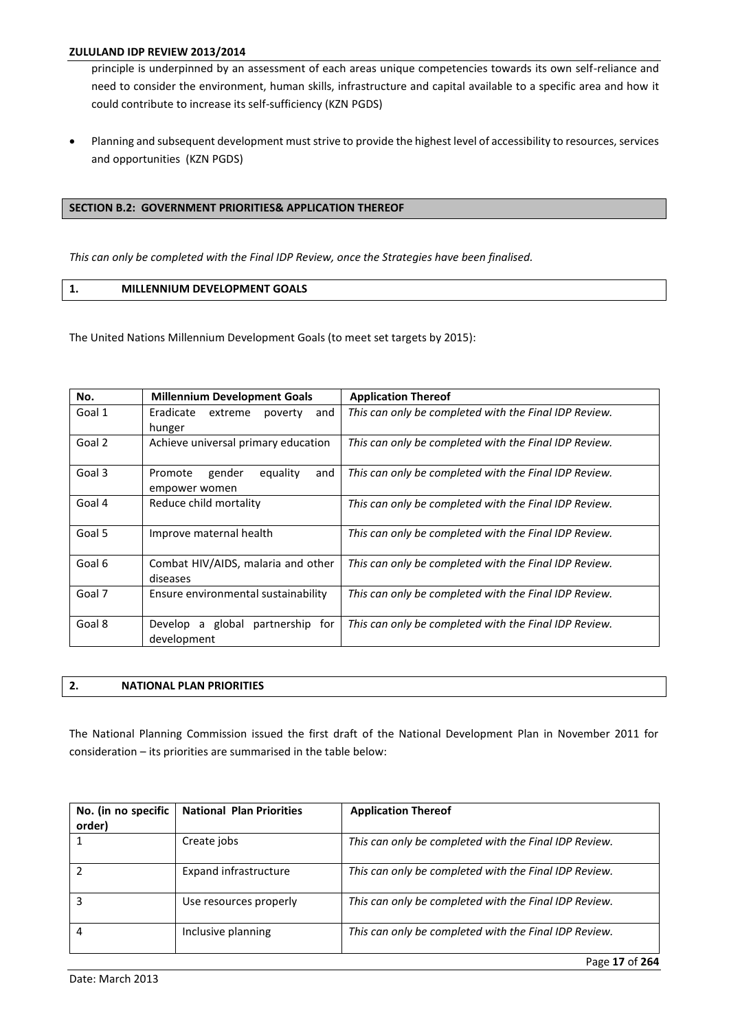principle is underpinned by an assessment of each areas unique competencies towards its own self-reliance and need to consider the environment, human skills, infrastructure and capital available to a specific area and how it could contribute to increase its self-sufficiency (KZN PGDS)

- Planning and subsequent development must strive to provide the highest level of accessibility to resources, services and opportunities (KZN PGDS)

## SECTION B.2: GOVERNMENT PRIORITIES& APPLICATION THEREOF

*This can only be completed with the Final IDP Review, once the Strategies have been finalised.*

### 1. MILLENNIUM DEVELOPMENT GOALS

The United Nations Millennium Development Goals (to meet set targets by 2015):

| No. | Millennium Development Goals | Application Thereof |
|---|---|---|
| Goal 1 | Eradicate extreme poverty and hunger | *This can only be completed with the Final IDP Review.* |
| Goal 2 | Achieve universal primary education | *This can only be completed with the Final IDP Review.* |
| Goal 3 | Promote gender equality and empower women | *This can only be completed with the Final IDP Review.* |
| Goal 4 | Reduce child mortality | *This can only be completed with the Final IDP Review.* |
| Goal 5 | Improve maternal health | *This can only be completed with the Final IDP Review.* |
| Goal 6 | Combat HIV/AIDS, malaria and other diseases | *This can only be completed with the Final IDP Review.* |
| Goal 7 | Ensure environmental sustainability | *This can only be completed with the Final IDP Review.* |
| Goal 8 | Develop a global partnership for development | *This can only be completed with the Final IDP Review.* |

### 2. NATIONAL PLAN PRIORITIES

The National Planning Commission issued the first draft of the National Development Plan in November 2011 for consideration – its priorities are summarised in the table below:

| No. (in no specific order) | National Plan Priorities | Application Thereof |
|---|---|---|
| 1 | Create jobs | *This can only be completed with the Final IDP Review.* |
| 2 | Expand infrastructure | *This can only be completed with the Final IDP Review.* |
| 3 | Use resources properly | *This can only be completed with the Final IDP Review.* |
| 4 | Inclusive planning | *This can only be completed with the Final IDP Review.* |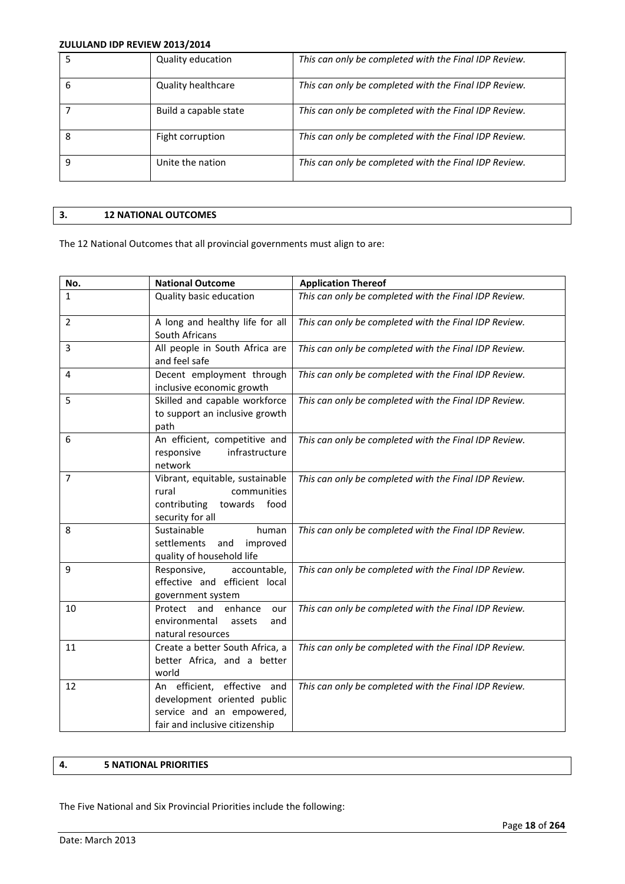| 5 | Quality education | *This can only be completed with the Final IDP Review.* |
|---|---|---|
| 6 | Quality healthcare | *This can only be completed with the Final IDP Review.* |
| 7 | Build a capable state | *This can only be completed with the Final IDP Review.* |
| 8 | Fight corruption | *This can only be completed with the Final IDP Review.* |
| 9 | Unite the nation | *This can only be completed with the Final IDP Review.* |

## 3. 12 NATIONAL OUTCOMES

The 12 National Outcomes that all provincial governments must align to are:

| No. | National Outcome | Application Thereof |
|---|---|---|
| 1 | Quality basic education | *This can only be completed with the Final IDP Review.* |
| 2 | A long and healthy life for all South Africans | *This can only be completed with the Final IDP Review.* |
| 3 | All people in South Africa are and feel safe | *This can only be completed with the Final IDP Review.* |
| 4 | Decent employment through inclusive economic growth | *This can only be completed with the Final IDP Review.* |
| 5 | Skilled and capable workforce to support an inclusive growth path | *This can only be completed with the Final IDP Review.* |
| 6 | An efficient, competitive and responsive infrastructure network | *This can only be completed with the Final IDP Review.* |
| 7 | Vibrant, equitable, sustainable rural communities contributing towards food security for all | *This can only be completed with the Final IDP Review.* |
| 8 | Sustainable human settlements and improved quality of household life | *This can only be completed with the Final IDP Review.* |
| 9 | Responsive, accountable, effective and efficient local government system | *This can only be completed with the Final IDP Review.* |
| 10 | Protect and enhance our environmental assets and natural resources | *This can only be completed with the Final IDP Review.* |
| 11 | Create a better South Africa, a better Africa, and a better world | *This can only be completed with the Final IDP Review.* |
| 12 | An efficient, effective and development oriented public service and an empowered, fair and inclusive citizenship | *This can only be completed with the Final IDP Review.* |

## 4. 5 NATIONAL PRIORITIES

The Five National and Six Provincial Priorities include the following: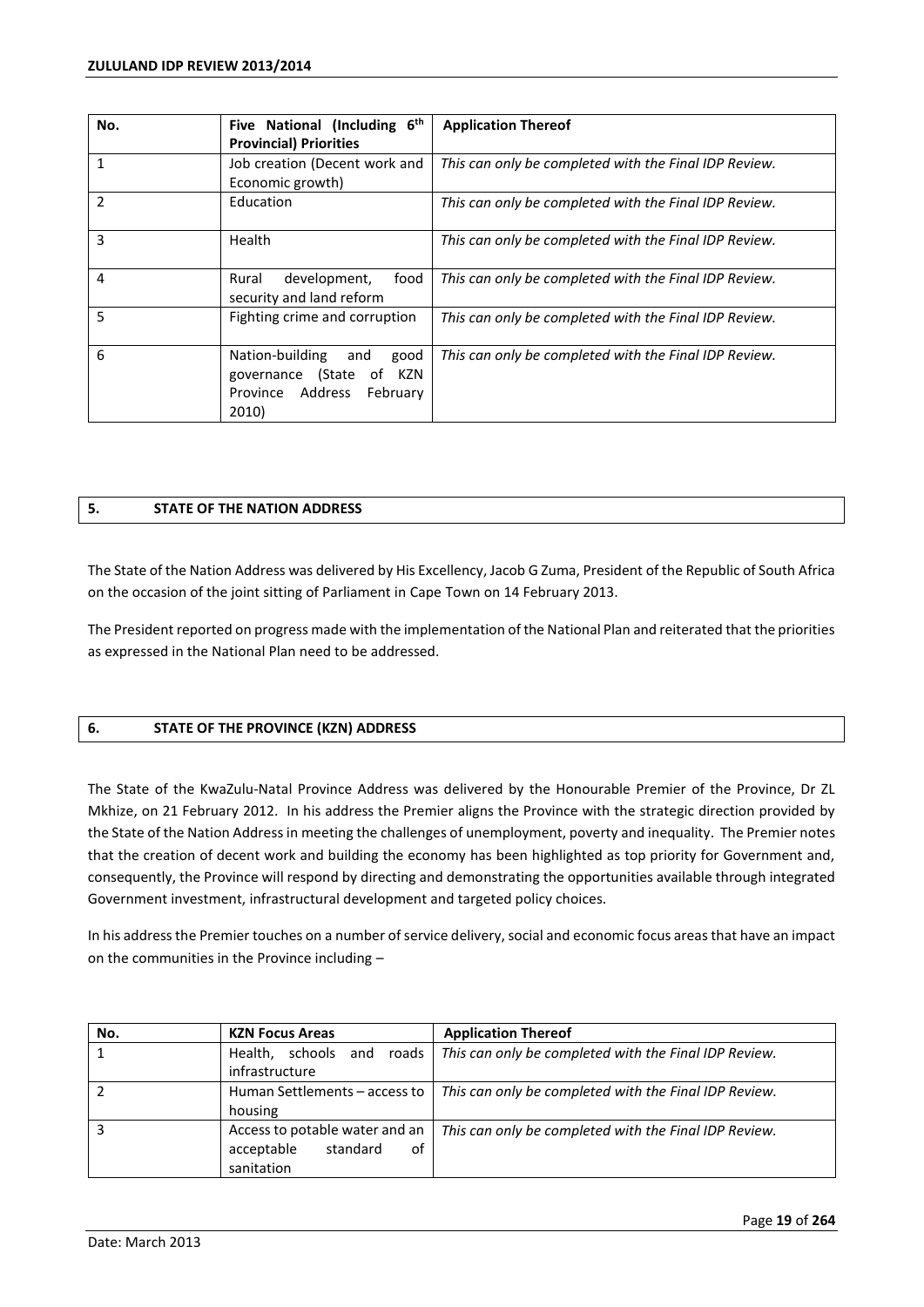| No. | Five National (Including 6th Provincial) Priorities | Application Thereof |
| --- | --- | --- |
| 1 | Job creation (Decent work and Economic growth) | *This can only be completed with the Final IDP Review.* |
| 2 | Education | *This can only be completed with the Final IDP Review.* |
| 3 | Health | *This can only be completed with the Final IDP Review.* |
| 4 | Rural development, food security and land reform | *This can only be completed with the Final IDP Review.* |
| 5 | Fighting crime and corruption | *This can only be completed with the Final IDP Review.* |
| 6 | Nation-building and good governance (State of KZN Province Address February 2010) | *This can only be completed with the Final IDP Review.* |

## 5. STATE OF THE NATION ADDRESS

The State of the Nation Address was delivered by His Excellency, Jacob G Zuma, President of the Republic of South Africa on the occasion of the joint sitting of Parliament in Cape Town on 14 February 2013.

The President reported on progress made with the implementation of the National Plan and reiterated that the priorities as expressed in the National Plan need to be addressed.

## 6. STATE OF THE PROVINCE (KZN) ADDRESS

The State of the KwaZulu-Natal Province Address was delivered by the Honourable Premier of the Province, Dr ZL Mkhize, on 21 February 2012. In his address the Premier aligns the Province with the strategic direction provided by the State of the Nation Address in meeting the challenges of unemployment, poverty and inequality. The Premier notes that the creation of decent work and building the economy has been highlighted as top priority for Government and, consequently, the Province will respond by directing and demonstrating the opportunities available through integrated Government investment, infrastructural development and targeted policy choices.

In his address the Premier touches on a number of service delivery, social and economic focus areas that have an impact on the communities in the Province including –

| No. | KZN Focus Areas | Application Thereof |
| --- | --- | --- |
| 1 | Health, schools and roads infrastructure | *This can only be completed with the Final IDP Review.* |
| 2 | Human Settlements – access to housing | *This can only be completed with the Final IDP Review.* |
| 3 | Access to potable water and an acceptable standard of sanitation | *This can only be completed with the Final IDP Review.* |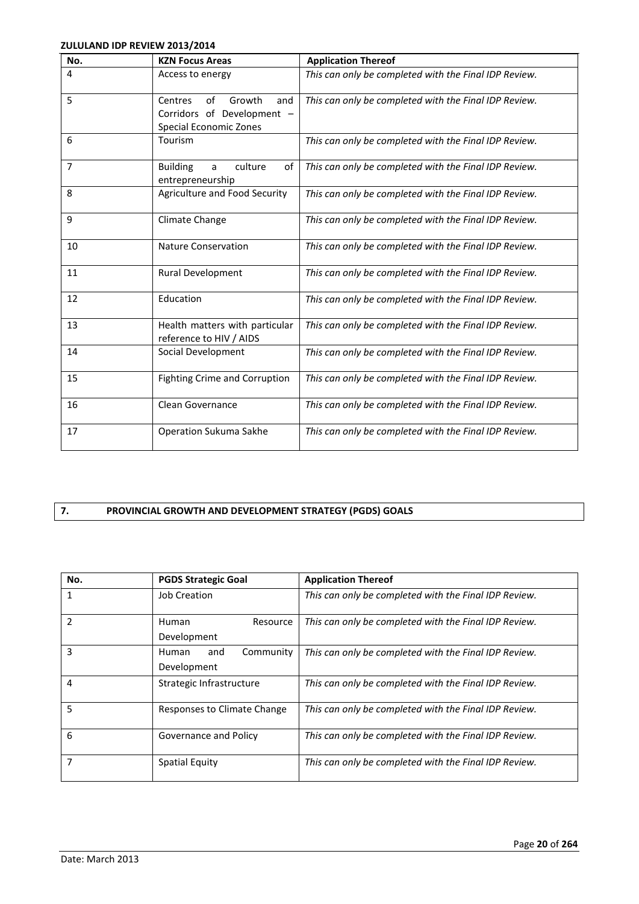| No. | KZN Focus Areas | Application Thereof |
|---|---|---|
| 4 | Access to energy | *This can only be completed with the Final IDP Review.* |
| 5 | Centres of Growth and Corridors of Development – Special Economic Zones | *This can only be completed with the Final IDP Review.* |
| 6 | Tourism | *This can only be completed with the Final IDP Review.* |
| 7 | Building a culture of entrepreneurship | *This can only be completed with the Final IDP Review.* |
| 8 | Agriculture and Food Security | *This can only be completed with the Final IDP Review.* |
| 9 | Climate Change | *This can only be completed with the Final IDP Review.* |
| 10 | Nature Conservation | *This can only be completed with the Final IDP Review.* |
| 11 | Rural Development | *This can only be completed with the Final IDP Review.* |
| 12 | Education | *This can only be completed with the Final IDP Review.* |
| 13 | Health matters with particular reference to HIV / AIDS | *This can only be completed with the Final IDP Review.* |
| 14 | Social Development | *This can only be completed with the Final IDP Review.* |
| 15 | Fighting Crime and Corruption | *This can only be completed with the Final IDP Review.* |
| 16 | Clean Governance | *This can only be completed with the Final IDP Review.* |
| 17 | Operation Sukuma Sakhe | *This can only be completed with the Final IDP Review.* |

## 7. PROVINCIAL GROWTH AND DEVELOPMENT STRATEGY (PGDS) GOALS

| No. | PGDS Strategic Goal | Application Thereof |
|---|---|---|
| 1 | Job Creation | *This can only be completed with the Final IDP Review.* |
| 2 | Human Resource Development | *This can only be completed with the Final IDP Review.* |
| 3 | Human and Community Development | *This can only be completed with the Final IDP Review.* |
| 4 | Strategic Infrastructure | *This can only be completed with the Final IDP Review.* |
| 5 | Responses to Climate Change | *This can only be completed with the Final IDP Review.* |
| 6 | Governance and Policy | *This can only be completed with the Final IDP Review.* |
| 7 | Spatial Equity | *This can only be completed with the Final IDP Review.* |